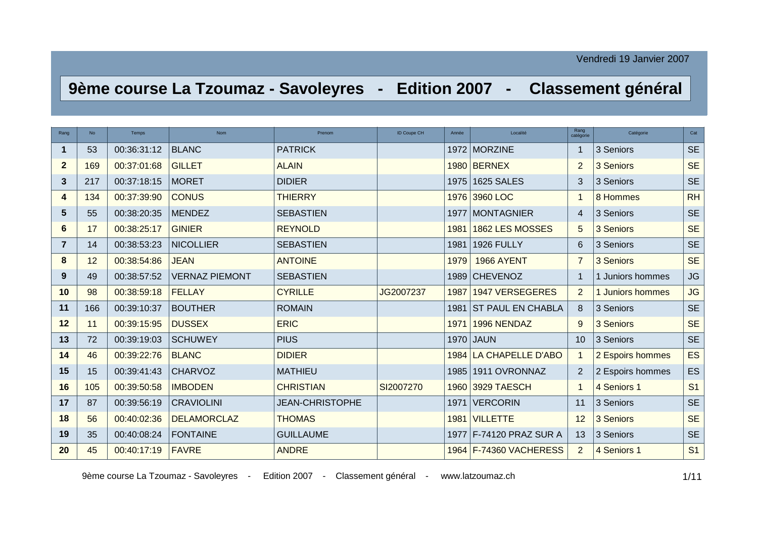Vendredi 19 Janvier 2007

# 9ème course La Tzoumaz - Savoleyres - Edition 2007 - Classement général

| Rang | No | Temps | Nom | Prenom | ID Coupe CH | Année | Localité | Rang catégorie | Catégorie | Cat |
|---|---|---|---|---|---|---|---|---|---|---|
| 1 | 53 | 00:36:31:12 | BLANC | PATRICK | | 1972 | MORZINE | 1 | 3 Seniors | SE |
| 2 | 169 | 00:37:01:68 | GILLET | ALAIN | | 1980 | BERNEX | 2 | 3 Seniors | SE |
| 3 | 217 | 00:37:18:15 | MORET | DIDIER | | 1975 | 1625 SALES | 3 | 3 Seniors | SE |
| 4 | 134 | 00:37:39:90 | CONUS | THIERRY | | 1976 | 3960 LOC | 1 | 8 Hommes | RH |
| 5 | 55 | 00:38:20:35 | MENDEZ | SEBASTIEN | | 1977 | MONTAGNIER | 4 | 3 Seniors | SE |
| 6 | 17 | 00:38:25:17 | GINIER | REYNOLD | | 1981 | 1862 LES MOSSES | 5 | 3 Seniors | SE |
| 7 | 14 | 00:38:53:23 | NICOLLIER | SEBASTIEN | | 1981 | 1926 FULLY | 6 | 3 Seniors | SE |
| 8 | 12 | 00:38:54:86 | JEAN | ANTOINE | | 1979 | 1966 AYENT | 7 | 3 Seniors | SE |
| 9 | 49 | 00:38:57:52 | VERNAZ PIEMONT | SEBASTIEN | | 1989 | CHEVENOZ | 1 | 1 Juniors hommes | JG |
| 10 | 98 | 00:38:59:18 | FELLAY | CYRILLE | JG2007237 | 1987 | 1947 VERSEGERES | 2 | 1 Juniors hommes | JG |
| 11 | 166 | 00:39:10:37 | BOUTHER | ROMAIN | | 1981 | ST PAUL EN CHABLA | 8 | 3 Seniors | SE |
| 12 | 11 | 00:39:15:95 | DUSSEX | ERIC | | 1971 | 1996 NENDAZ | 9 | 3 Seniors | SE |
| 13 | 72 | 00:39:19:03 | SCHUWEY | PIUS | | 1970 | JAUN | 10 | 3 Seniors | SE |
| 14 | 46 | 00:39:22:76 | BLANC | DIDIER | | 1984 | LA CHAPELLE D'ABO | 1 | 2 Espoirs hommes | ES |
| 15 | 15 | 00:39:41:43 | CHARVOZ | MATHIEU | | 1985 | 1911 OVRONNAZ | 2 | 2 Espoirs hommes | ES |
| 16 | 105 | 00:39:50:58 | IMBODEN | CHRISTIAN | SI2007270 | 1960 | 3929 TAESCH | 1 | 4 Seniors 1 | S1 |
| 17 | 87 | 00:39:56:19 | CRAVIOLINI | JEAN-CHRISTOPHE | | 1971 | VERCORIN | 11 | 3 Seniors | SE |
| 18 | 56 | 00:40:02:36 | DELAMORCLAZ | THOMAS | | 1981 | VILLETTE | 12 | 3 Seniors | SE |
| 19 | 35 | 00:40:08:24 | FONTAINE | GUILLAUME | | 1977 | F-74120 PRAZ SUR A | 13 | 3 Seniors | SE |
| 20 | 45 | 00:40:17:19 | FAVRE | ANDRE | | 1964 | F-74360 VACHERESS | 2 | 4 Seniors 1 | S1 |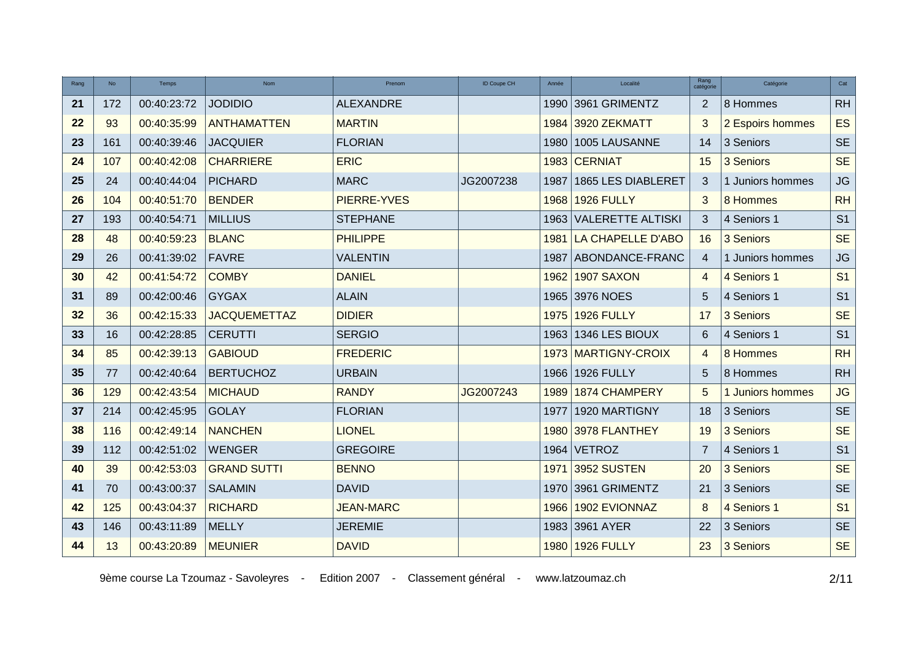| Rang | No | Temps | Nom | Prenom | ID Coupe CH | Année | Localité | Rang catégorie | Catégorie | Cat |
|---|---|---|---|---|---|---|---|---|---|---|
| 21 | 172 | 00:40:23:72 | JODIDIO | ALEXANDRE | | 1990 | 3961 GRIMENTZ | 2 | 8 Hommes | RH |
| 22 | 93 | 00:40:35:99 | ANTHAMATTEN | MARTIN | | 1984 | 3920 ZEKMATT | 3 | 2 Espoirs hommes | ES |
| 23 | 161 | 00:40:39:46 | JACQUIER | FLORIAN | | 1980 | 1005 LAUSANNE | 14 | 3 Seniors | SE |
| 24 | 107 | 00:40:42:08 | CHARRIERE | ERIC | | 1983 | CERNIAT | 15 | 3 Seniors | SE |
| 25 | 24 | 00:40:44:04 | PICHARD | MARC | JG2007238 | 1987 | 1865 LES DIABLERET | 3 | 1 Juniors hommes | JG |
| 26 | 104 | 00:40:51:70 | BENDER | PIERRE-YVES | | 1968 | 1926 FULLY | 3 | 8 Hommes | RH |
| 27 | 193 | 00:40:54:71 | MILLIUS | STEPHANE | | 1963 | VALERETTE ALTISKI | 3 | 4 Seniors 1 | S1 |
| 28 | 48 | 00:40:59:23 | BLANC | PHILIPPE | | 1981 | LA CHAPELLE D'ABO | 16 | 3 Seniors | SE |
| 29 | 26 | 00:41:39:02 | FAVRE | VALENTIN | | 1987 | ABONDANCE-FRANC | 4 | 1 Juniors hommes | JG |
| 30 | 42 | 00:41:54:72 | COMBY | DANIEL | | 1962 | 1907 SAXON | 4 | 4 Seniors 1 | S1 |
| 31 | 89 | 00:42:00:46 | GYGAX | ALAIN | | 1965 | 3976 NOES | 5 | 4 Seniors 1 | S1 |
| 32 | 36 | 00:42:15:33 | JACQUEMETTAZ | DIDIER | | 1975 | 1926 FULLY | 17 | 3 Seniors | SE |
| 33 | 16 | 00:42:28:85 | CERUTTI | SERGIO | | 1963 | 1346 LES BIOUX | 6 | 4 Seniors 1 | S1 |
| 34 | 85 | 00:42:39:13 | GABIOUD | FREDERIC | | 1973 | MARTIGNY-CROIX | 4 | 8 Hommes | RH |
| 35 | 77 | 00:42:40:64 | BERTUCHOZ | URBAIN | | 1966 | 1926 FULLY | 5 | 8 Hommes | RH |
| 36 | 129 | 00:42:43:54 | MICHAUD | RANDY | JG2007243 | 1989 | 1874 CHAMPERY | 5 | 1 Juniors hommes | JG |
| 37 | 214 | 00:42:45:95 | GOLAY | FLORIAN | | 1977 | 1920 MARTIGNY | 18 | 3 Seniors | SE |
| 38 | 116 | 00:42:49:14 | NANCHEN | LIONEL | | 1980 | 3978 FLANTHEY | 19 | 3 Seniors | SE |
| 39 | 112 | 00:42:51:02 | WENGER | GREGOIRE | | 1964 | VETROZ | 7 | 4 Seniors 1 | S1 |
| 40 | 39 | 00:42:53:03 | GRAND SUTTI | BENNO | | 1971 | 3952 SUSTEN | 20 | 3 Seniors | SE |
| 41 | 70 | 00:43:00:37 | SALAMIN | DAVID | | 1970 | 3961 GRIMENTZ | 21 | 3 Seniors | SE |
| 42 | 125 | 00:43:04:37 | RICHARD | JEAN-MARC | | 1966 | 1902 EVIONNAZ | 8 | 4 Seniors 1 | S1 |
| 43 | 146 | 00:43:11:89 | MELLY | JEREMIE | | 1983 | 3961 AYER | 22 | 3 Seniors | SE |
| 44 | 13 | 00:43:20:89 | MEUNIER | DAVID | | 1980 | 1926 FULLY | 23 | 3 Seniors | SE |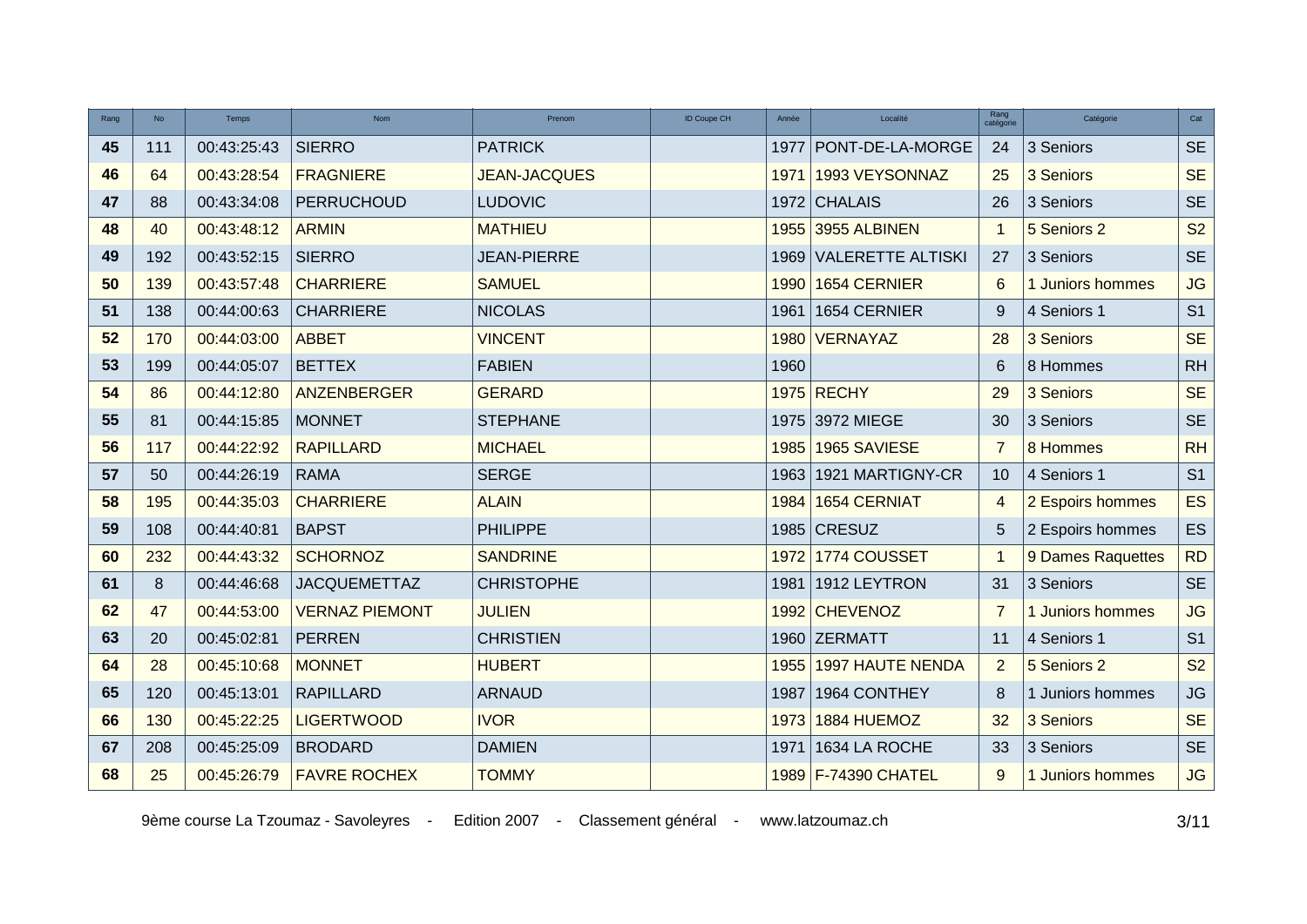| Rang | No | Temps | Nom | Prenom | ID Coupe CH | Année | Localité | Rang catégorie | Catégorie | Cat |
|---|---|---|---|---|---|---|---|---|---|---|
| **45** | 111 | 00:43:25:43 | SIERRO | PATRICK | | 1977 | PONT-DE-LA-MORGE | 24 | 3 Seniors | SE |
| **46** | 64 | 00:43:28:54 | FRAGNIERE | JEAN-JACQUES | | 1971 | 1993 VEYSONNAZ | 25 | 3 Seniors | SE |
| **47** | 88 | 00:43:34:08 | PERRUCHOUD | LUDOVIC | | 1972 | CHALAIS | 26 | 3 Seniors | SE |
| **48** | 40 | 00:43:48:12 | ARMIN | MATHIEU | | 1955 | 3955 ALBINEN | 1 | 5 Seniors 2 | S2 |
| **49** | 192 | 00:43:52:15 | SIERRO | JEAN-PIERRE | | 1969 | VALERETTE ALTISKI | 27 | 3 Seniors | SE |
| **50** | 139 | 00:43:57:48 | CHARRIERE | SAMUEL | | 1990 | 1654 CERNIER | 6 | 1 Juniors hommes | JG |
| **51** | 138 | 00:44:00:63 | CHARRIERE | NICOLAS | | 1961 | 1654 CERNIER | 9 | 4 Seniors 1 | S1 |
| **52** | 170 | 00:44:03:00 | ABBET | VINCENT | | 1980 | VERNAYAZ | 28 | 3 Seniors | SE |
| **53** | 199 | 00:44:05:07 | BETTEX | FABIEN | | 1960 | | 6 | 8 Hommes | RH |
| **54** | 86 | 00:44:12:80 | ANZENBERGER | GERARD | | 1975 | RECHY | 29 | 3 Seniors | SE |
| **55** | 81 | 00:44:15:85 | MONNET | STEPHANE | | 1975 | 3972 MIEGE | 30 | 3 Seniors | SE |
| **56** | 117 | 00:44:22:92 | RAPILLARD | MICHAEL | | 1985 | 1965 SAVIESE | 7 | 8 Hommes | RH |
| **57** | 50 | 00:44:26:19 | RAMA | SERGE | | 1963 | 1921 MARTIGNY-CR | 10 | 4 Seniors 1 | S1 |
| **58** | 195 | 00:44:35:03 | CHARRIERE | ALAIN | | 1984 | 1654 CERNIAT | 4 | 2 Espoirs hommes | ES |
| **59** | 108 | 00:44:40:81 | BAPST | PHILIPPE | | 1985 | CRESUZ | 5 | 2 Espoirs hommes | ES |
| **60** | 232 | 00:44:43:32 | SCHORNOZ | SANDRINE | | 1972 | 1774 COUSSET | 1 | 9 Dames Raquettes | RD |
| **61** | 8 | 00:44:46:68 | JACQUEMETTAZ | CHRISTOPHE | | 1981 | 1912 LEYTRON | 31 | 3 Seniors | SE |
| **62** | 47 | 00:44:53:00 | VERNAZ PIEMONT | JULIEN | | 1992 | CHEVENOZ | 7 | 1 Juniors hommes | JG |
| **63** | 20 | 00:45:02:81 | PERREN | CHRISTIEN | | 1960 | ZERMATT | 11 | 4 Seniors 1 | S1 |
| **64** | 28 | 00:45:10:68 | MONNET | HUBERT | | 1955 | 1997 HAUTE NENDA | 2 | 5 Seniors 2 | S2 |
| **65** | 120 | 00:45:13:01 | RAPILLARD | ARNAUD | | 1987 | 1964 CONTHEY | 8 | 1 Juniors hommes | JG |
| **66** | 130 | 00:45:22:25 | LIGERTWOOD | IVOR | | 1973 | 1884 HUEMOZ | 32 | 3 Seniors | SE |
| **67** | 208 | 00:45:25:09 | BRODARD | DAMIEN | | 1971 | 1634 LA ROCHE | 33 | 3 Seniors | SE |
| **68** | 25 | 00:45:26:79 | FAVRE ROCHEX | TOMMY | | 1989 | F-74390 CHATEL | 9 | 1 Juniors hommes | JG |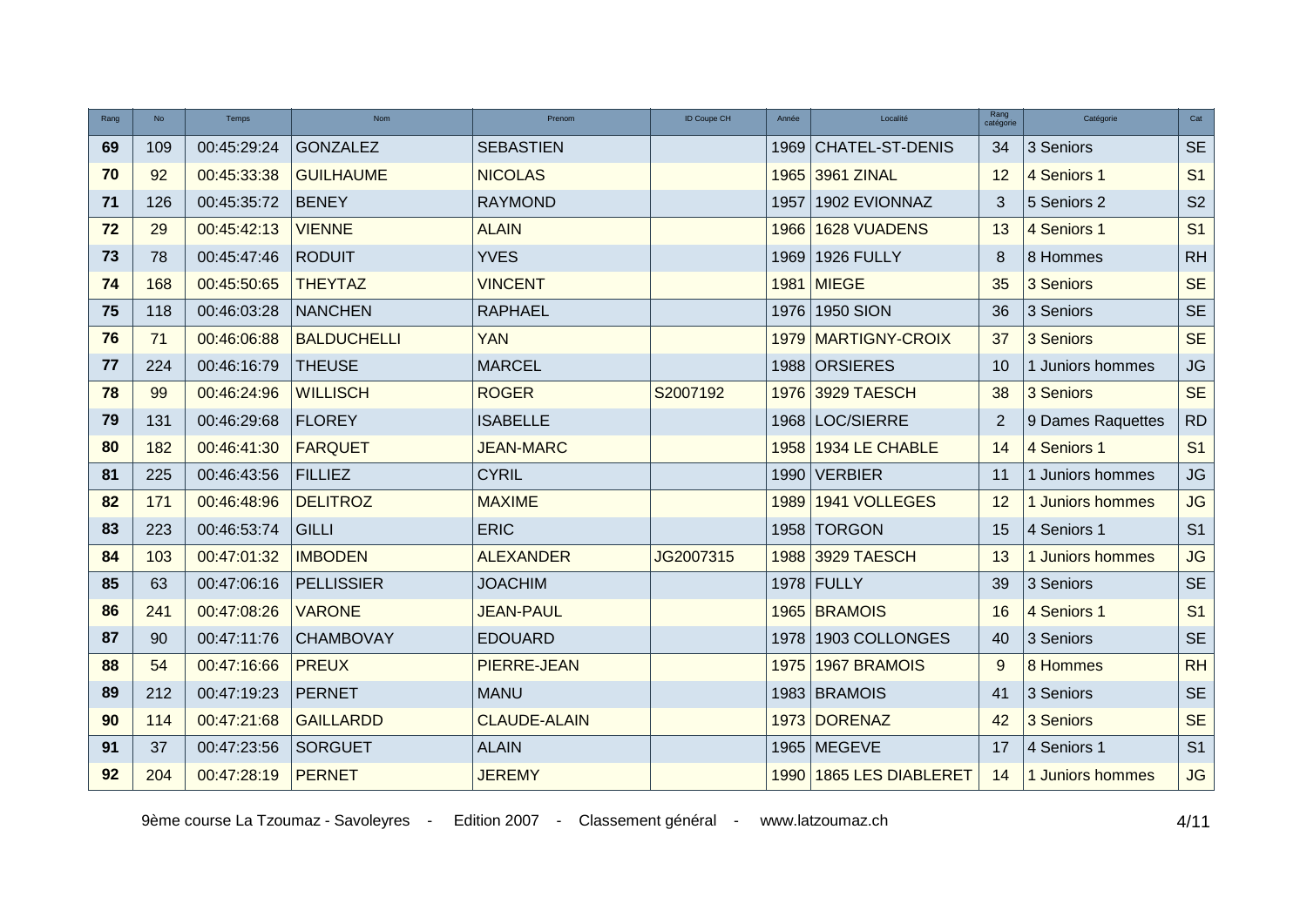| Rang | No | Temps | Nom | Prenom | ID Coupe CH | Année | Localité | Rang catégorie | Catégorie | Cat |
|---|---|---|---|---|---|---|---|---|---|---|
| **69** | 109 | 00:45:29:24 | GONZALEZ | SEBASTIEN | | 1969 | CHATEL-ST-DENIS | 34 | 3 Seniors | SE |
| **70** | 92 | 00:45:33:38 | GUILHAUME | NICOLAS | | 1965 | 3961 ZINAL | 12 | 4 Seniors 1 | S1 |
| **71** | 126 | 00:45:35:72 | BENEY | RAYMOND | | 1957 | 1902 EVIONNAZ | 3 | 5 Seniors 2 | S2 |
| **72** | 29 | 00:45:42:13 | VIENNE | ALAIN | | 1966 | 1628 VUADENS | 13 | 4 Seniors 1 | S1 |
| **73** | 78 | 00:45:47:46 | RODUIT | YVES | | 1969 | 1926 FULLY | 8 | 8 Hommes | RH |
| **74** | 168 | 00:45:50:65 | THEYTAZ | VINCENT | | 1981 | MIEGE | 35 | 3 Seniors | SE |
| **75** | 118 | 00:46:03:28 | NANCHEN | RAPHAEL | | 1976 | 1950 SION | 36 | 3 Seniors | SE |
| **76** | 71 | 00:46:06:88 | BALDUCHELLI | YAN | | 1979 | MARTIGNY-CROIX | 37 | 3 Seniors | SE |
| **77** | 224 | 00:46:16:79 | THEUSE | MARCEL | | 1988 | ORSIERES | 10 | 1 Juniors hommes | JG |
| **78** | 99 | 00:46:24:96 | WILLISCH | ROGER | S2007192 | 1976 | 3929 TAESCH | 38 | 3 Seniors | SE |
| **79** | 131 | 00:46:29:68 | FLOREY | ISABELLE | | 1968 | LOC/SIERRE | 2 | 9 Dames Raquettes | RD |
| **80** | 182 | 00:46:41:30 | FARQUET | JEAN-MARC | | 1958 | 1934 LE CHABLE | 14 | 4 Seniors 1 | S1 |
| **81** | 225 | 00:46:43:56 | FILLIEZ | CYRIL | | 1990 | VERBIER | 11 | 1 Juniors hommes | JG |
| **82** | 171 | 00:46:48:96 | DELITROZ | MAXIME | | 1989 | 1941 VOLLEGES | 12 | 1 Juniors hommes | JG |
| **83** | 223 | 00:46:53:74 | GILLI | ERIC | | 1958 | TORGON | 15 | 4 Seniors 1 | S1 |
| **84** | 103 | 00:47:01:32 | IMBODEN | ALEXANDER | JG2007315 | 1988 | 3929 TAESCH | 13 | 1 Juniors hommes | JG |
| **85** | 63 | 00:47:06:16 | PELLISSIER | JOACHIM | | 1978 | FULLY | 39 | 3 Seniors | SE |
| **86** | 241 | 00:47:08:26 | VARONE | JEAN-PAUL | | 1965 | BRAMOIS | 16 | 4 Seniors 1 | S1 |
| **87** | 90 | 00:47:11:76 | CHAMBOVAY | EDOUARD | | 1978 | 1903 COLLONGES | 40 | 3 Seniors | SE |
| **88** | 54 | 00:47:16:66 | PREUX | PIERRE-JEAN | | 1975 | 1967 BRAMOIS | 9 | 8 Hommes | RH |
| **89** | 212 | 00:47:19:23 | PERNET | MANU | | 1983 | BRAMOIS | 41 | 3 Seniors | SE |
| **90** | 114 | 00:47:21:68 | GAILLARDD | CLAUDE-ALAIN | | 1973 | DORENAZ | 42 | 3 Seniors | SE |
| **91** | 37 | 00:47:23:56 | SORGUET | ALAIN | | 1965 | MEGEVE | 17 | 4 Seniors 1 | S1 |
| **92** | 204 | 00:47:28:19 | PERNET | JEREMY | | 1990 | 1865 LES DIABLERET | 14 | 1 Juniors hommes | JG |

9ème course La Tzoumaz - Savoleyres - Edition 2007 - Classement général - www.latzoumaz.ch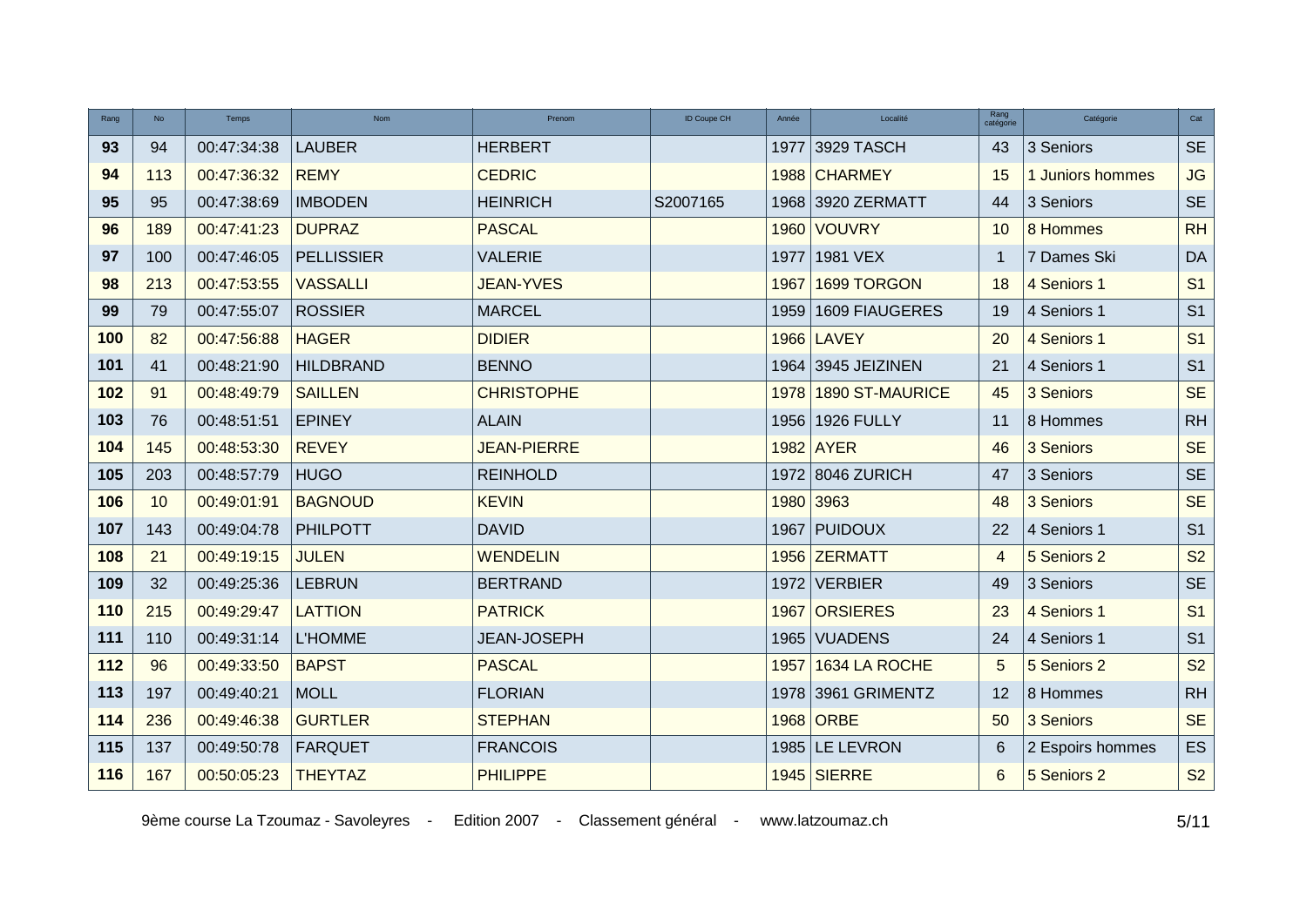| Rang | No | Temps | Nom | Prenom | ID Coupe CH | Année | Localité | Rang catégorie | Catégorie | Cat |
|---|---|---|---|---|---|---|---|---|---|---|
| 93 | 94 | 00:47:34:38 | LAUBER | HERBERT | | 1977 | 3929 TASCH | 43 | 3 Seniors | SE |
| 94 | 113 | 00:47:36:32 | REMY | CEDRIC | | 1988 | CHARMEY | 15 | 1 Juniors hommes | JG |
| 95 | 95 | 00:47:38:69 | IMBODEN | HEINRICH | S2007165 | 1968 | 3920 ZERMATT | 44 | 3 Seniors | SE |
| 96 | 189 | 00:47:41:23 | DUPRAZ | PASCAL | | 1960 | VOUVRY | 10 | 8 Hommes | RH |
| 97 | 100 | 00:47:46:05 | PELLISSIER | VALERIE | | 1977 | 1981 VEX | 1 | 7 Dames Ski | DA |
| 98 | 213 | 00:47:53:55 | VASSALLI | JEAN-YVES | | 1967 | 1699 TORGON | 18 | 4 Seniors 1 | S1 |
| 99 | 79 | 00:47:55:07 | ROSSIER | MARCEL | | 1959 | 1609 FIAUGERES | 19 | 4 Seniors 1 | S1 |
| 100 | 82 | 00:47:56:88 | HAGER | DIDIER | | 1966 | LAVEY | 20 | 4 Seniors 1 | S1 |
| 101 | 41 | 00:48:21:90 | HILDBRAND | BENNO | | 1964 | 3945 JEIZINEN | 21 | 4 Seniors 1 | S1 |
| 102 | 91 | 00:48:49:79 | SAILLEN | CHRISTOPHE | | 1978 | 1890 ST-MAURICE | 45 | 3 Seniors | SE |
| 103 | 76 | 00:48:51:51 | EPINEY | ALAIN | | 1956 | 1926 FULLY | 11 | 8 Hommes | RH |
| 104 | 145 | 00:48:53:30 | REVEY | JEAN-PIERRE | | 1982 | AYER | 46 | 3 Seniors | SE |
| 105 | 203 | 00:48:57:79 | HUGO | REINHOLD | | 1972 | 8046 ZURICH | 47 | 3 Seniors | SE |
| 106 | 10 | 00:49:01:91 | BAGNOUD | KEVIN | | 1980 | 3963 | 48 | 3 Seniors | SE |
| 107 | 143 | 00:49:04:78 | PHILPOTT | DAVID | | 1967 | PUIDOUX | 22 | 4 Seniors 1 | S1 |
| 108 | 21 | 00:49:19:15 | JULEN | WENDELIN | | 1956 | ZERMATT | 4 | 5 Seniors 2 | S2 |
| 109 | 32 | 00:49:25:36 | LEBRUN | BERTRAND | | 1972 | VERBIER | 49 | 3 Seniors | SE |
| 110 | 215 | 00:49:29:47 | LATTION | PATRICK | | 1967 | ORSIERES | 23 | 4 Seniors 1 | S1 |
| 111 | 110 | 00:49:31:14 | L'HOMME | JEAN-JOSEPH | | 1965 | VUADENS | 24 | 4 Seniors 1 | S1 |
| 112 | 96 | 00:49:33:50 | BAPST | PASCAL | | 1957 | 1634 LA ROCHE | 5 | 5 Seniors 2 | S2 |
| 113 | 197 | 00:49:40:21 | MOLL | FLORIAN | | 1978 | 3961 GRIMENTZ | 12 | 8 Hommes | RH |
| 114 | 236 | 00:49:46:38 | GURTLER | STEPHAN | | 1968 | ORBE | 50 | 3 Seniors | SE |
| 115 | 137 | 00:49:50:78 | FARQUET | FRANCOIS | | 1985 | LE LEVRON | 6 | 2 Espoirs hommes | ES |
| 116 | 167 | 00:50:05:23 | THEYTAZ | PHILIPPE | | 1945 | SIERRE | 6 | 5 Seniors 2 | S2 |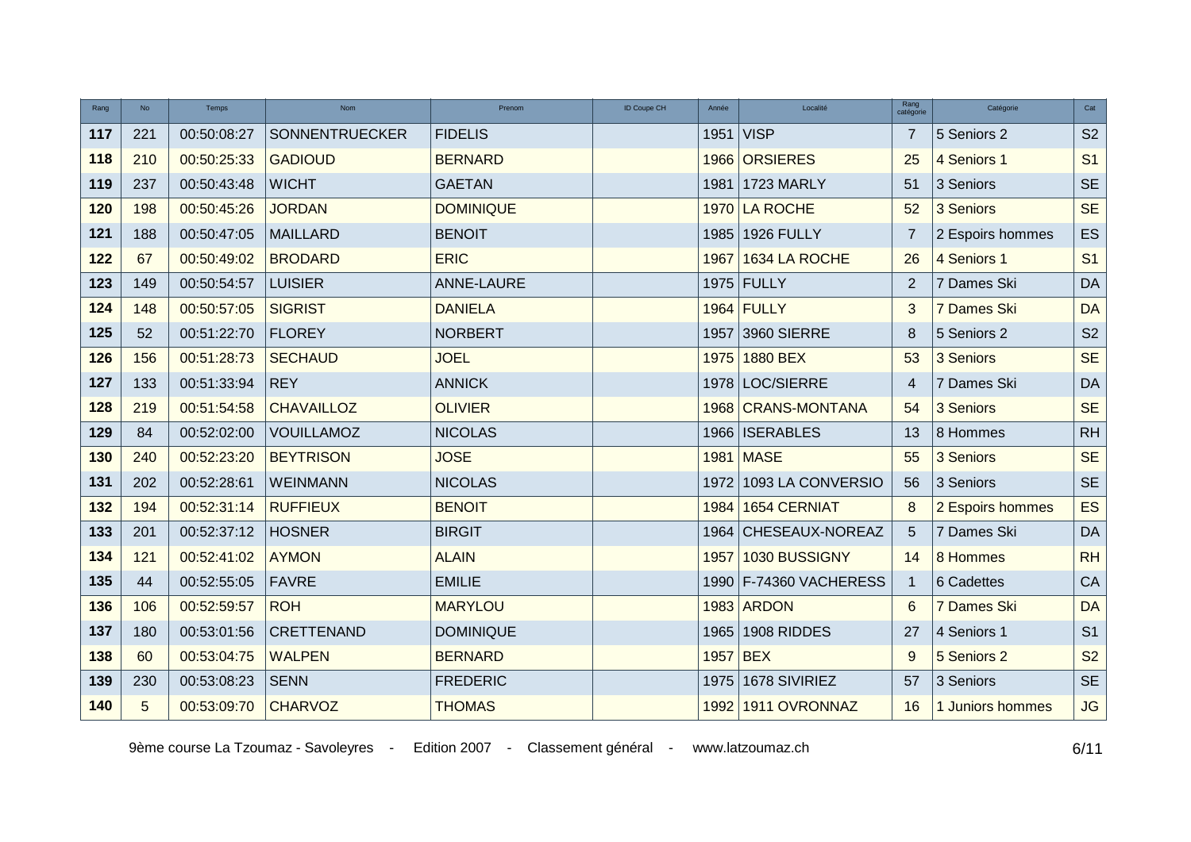| Rang | No | Temps | Nom | Prenom | ID Coupe CH | Année | Localité | Rang catégorie | Catégorie | Cat |
|---|---|---|---|---|---|---|---|---|---|---|
| **117** | 221 | 00:50:08:27 | SONNENTRUECKER | FIDELIS | | 1951 | VISP | 7 | 5 Seniors 2 | S2 |
| **118** | 210 | 00:50:25:33 | GADIOUD | BERNARD | | 1966 | ORSIERES | 25 | 4 Seniors 1 | S1 |
| **119** | 237 | 00:50:43:48 | WICHT | GAETAN | | 1981 | 1723 MARLY | 51 | 3 Seniors | SE |
| **120** | 198 | 00:50:45:26 | JORDAN | DOMINIQUE | | 1970 | LA ROCHE | 52 | 3 Seniors | SE |
| **121** | 188 | 00:50:47:05 | MAILLARD | BENOIT | | 1985 | 1926 FULLY | 7 | 2 Espoirs hommes | ES |
| **122** | 67 | 00:50:49:02 | BRODARD | ERIC | | 1967 | 1634 LA ROCHE | 26 | 4 Seniors 1 | S1 |
| **123** | 149 | 00:50:54:57 | LUISIER | ANNE-LAURE | | 1975 | FULLY | 2 | 7 Dames Ski | DA |
| **124** | 148 | 00:50:57:05 | SIGRIST | DANIELA | | 1964 | FULLY | 3 | 7 Dames Ski | DA |
| **125** | 52 | 00:51:22:70 | FLOREY | NORBERT | | 1957 | 3960 SIERRE | 8 | 5 Seniors 2 | S2 |
| **126** | 156 | 00:51:28:73 | SECHAUD | JOEL | | 1975 | 1880 BEX | 53 | 3 Seniors | SE |
| **127** | 133 | 00:51:33:94 | REY | ANNICK | | 1978 | LOC/SIERRE | 4 | 7 Dames Ski | DA |
| **128** | 219 | 00:51:54:58 | CHAVAILLOZ | OLIVIER | | 1968 | CRANS-MONTANA | 54 | 3 Seniors | SE |
| **129** | 84 | 00:52:02:00 | VOUILLAMOZ | NICOLAS | | 1966 | ISERABLES | 13 | 8 Hommes | RH |
| **130** | 240 | 00:52:23:20 | BEYTRISON | JOSE | | 1981 | MASE | 55 | 3 Seniors | SE |
| **131** | 202 | 00:52:28:61 | WEINMANN | NICOLAS | | 1972 | 1093 LA CONVERSIO | 56 | 3 Seniors | SE |
| **132** | 194 | 00:52:31:14 | RUFFIEUX | BENOIT | | 1984 | 1654 CERNIAT | 8 | 2 Espoirs hommes | ES |
| **133** | 201 | 00:52:37:12 | HOSNER | BIRGIT | | 1964 | CHESEAUX-NOREAZ | 5 | 7 Dames Ski | DA |
| **134** | 121 | 00:52:41:02 | AYMON | ALAIN | | 1957 | 1030 BUSSIGNY | 14 | 8 Hommes | RH |
| **135** | 44 | 00:52:55:05 | FAVRE | EMILIE | | 1990 | F-74360 VACHERESS | 1 | 6 Cadettes | CA |
| **136** | 106 | 00:52:59:57 | ROH | MARYLOU | | 1983 | ARDON | 6 | 7 Dames Ski | DA |
| **137** | 180 | 00:53:01:56 | CRETTENAND | DOMINIQUE | | 1965 | 1908 RIDDES | 27 | 4 Seniors 1 | S1 |
| **138** | 60 | 00:53:04:75 | WALPEN | BERNARD | | 1957 | BEX | 9 | 5 Seniors 2 | S2 |
| **139** | 230 | 00:53:08:23 | SENN | FREDERIC | | 1975 | 1678 SIVIRIEZ | 57 | 3 Seniors | SE |
| **140** | 5 | 00:53:09:70 | CHARVOZ | THOMAS | | 1992 | 1911 OVRONNAZ | 16 | 1 Juniors hommes | JG |

9ème course La Tzoumaz - Savoleyres - Edition 2007 - Classement général - www.latzoumaz.ch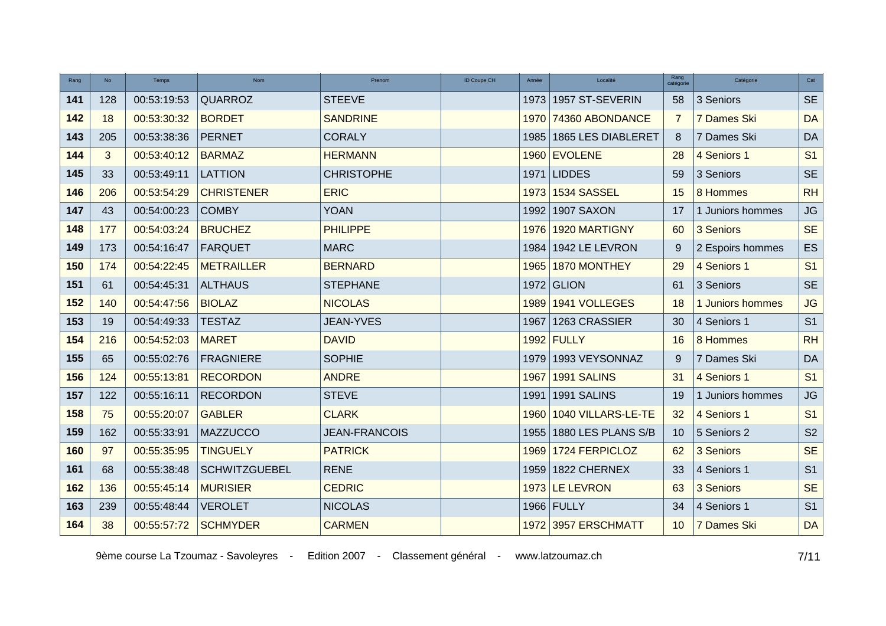| Rang | No | Temps | Nom | Prenom | ID Coupe CH | Année | Localité | Rang catégorie | Catégorie | Cat |
|---|---|---|---|---|---|---|---|---|---|---|
| **141** | 128 | 00:53:19:53 | QUARROZ | STEEVE | | 1973 | 1957 ST-SEVERIN | 58 | 3 Seniors | SE |
| **142** | 18 | 00:53:30:32 | BORDET | SANDRINE | | 1970 | 74360 ABONDANCE | 7 | 7 Dames Ski | DA |
| **143** | 205 | 00:53:38:36 | PERNET | CORALY | | 1985 | 1865 LES DIABLERET | 8 | 7 Dames Ski | DA |
| **144** | 3 | 00:53:40:12 | BARMAZ | HERMANN | | 1960 | EVOLENE | 28 | 4 Seniors 1 | S1 |
| **145** | 33 | 00:53:49:11 | LATTION | CHRISTOPHE | | 1971 | LIDDES | 59 | 3 Seniors | SE |
| **146** | 206 | 00:53:54:29 | CHRISTENER | ERIC | | 1973 | 1534 SASSEL | 15 | 8 Hommes | RH |
| **147** | 43 | 00:54:00:23 | COMBY | YOAN | | 1992 | 1907 SAXON | 17 | 1 Juniors hommes | JG |
| **148** | 177 | 00:54:03:24 | BRUCHEZ | PHILIPPE | | 1976 | 1920 MARTIGNY | 60 | 3 Seniors | SE |
| **149** | 173 | 00:54:16:47 | FARQUET | MARC | | 1984 | 1942 LE LEVRON | 9 | 2 Espoirs hommes | ES |
| **150** | 174 | 00:54:22:45 | METRAILLER | BERNARD | | 1965 | 1870 MONTHEY | 29 | 4 Seniors 1 | S1 |
| **151** | 61 | 00:54:45:31 | ALTHAUS | STEPHANE | | 1972 | GLION | 61 | 3 Seniors | SE |
| **152** | 140 | 00:54:47:56 | BIOLAZ | NICOLAS | | 1989 | 1941 VOLLEGES | 18 | 1 Juniors hommes | JG |
| **153** | 19 | 00:54:49:33 | TESTAZ | JEAN-YVES | | 1967 | 1263 CRASSIER | 30 | 4 Seniors 1 | S1 |
| **154** | 216 | 00:54:52:03 | MARET | DAVID | | 1992 | FULLY | 16 | 8 Hommes | RH |
| **155** | 65 | 00:55:02:76 | FRAGNIERE | SOPHIE | | 1979 | 1993 VEYSONNAZ | 9 | 7 Dames Ski | DA |
| **156** | 124 | 00:55:13:81 | RECORDON | ANDRE | | 1967 | 1991 SALINS | 31 | 4 Seniors 1 | S1 |
| **157** | 122 | 00:55:16:11 | RECORDON | STEVE | | 1991 | 1991 SALINS | 19 | 1 Juniors hommes | JG |
| **158** | 75 | 00:55:20:07 | GABLER | CLARK | | 1960 | 1040 VILLARS-LE-TE | 32 | 4 Seniors 1 | S1 |
| **159** | 162 | 00:55:33:91 | MAZZUCCO | JEAN-FRANCOIS | | 1955 | 1880 LES PLANS S/B | 10 | 5 Seniors 2 | S2 |
| **160** | 97 | 00:55:35:95 | TINGUELY | PATRICK | | 1969 | 1724 FERPICLOZ | 62 | 3 Seniors | SE |
| **161** | 68 | 00:55:38:48 | SCHWITZGUEBEL | RENE | | 1959 | 1822 CHERNEX | 33 | 4 Seniors 1 | S1 |
| **162** | 136 | 00:55:45:14 | MURISIER | CEDRIC | | 1973 | LE LEVRON | 63 | 3 Seniors | SE |
| **163** | 239 | 00:55:48:44 | VEROLET | NICOLAS | | 1966 | FULLY | 34 | 4 Seniors 1 | S1 |
| **164** | 38 | 00:55:57:72 | SCHMYDER | CARMEN | | 1972 | 3957 ERSCHMATT | 10 | 7 Dames Ski | DA |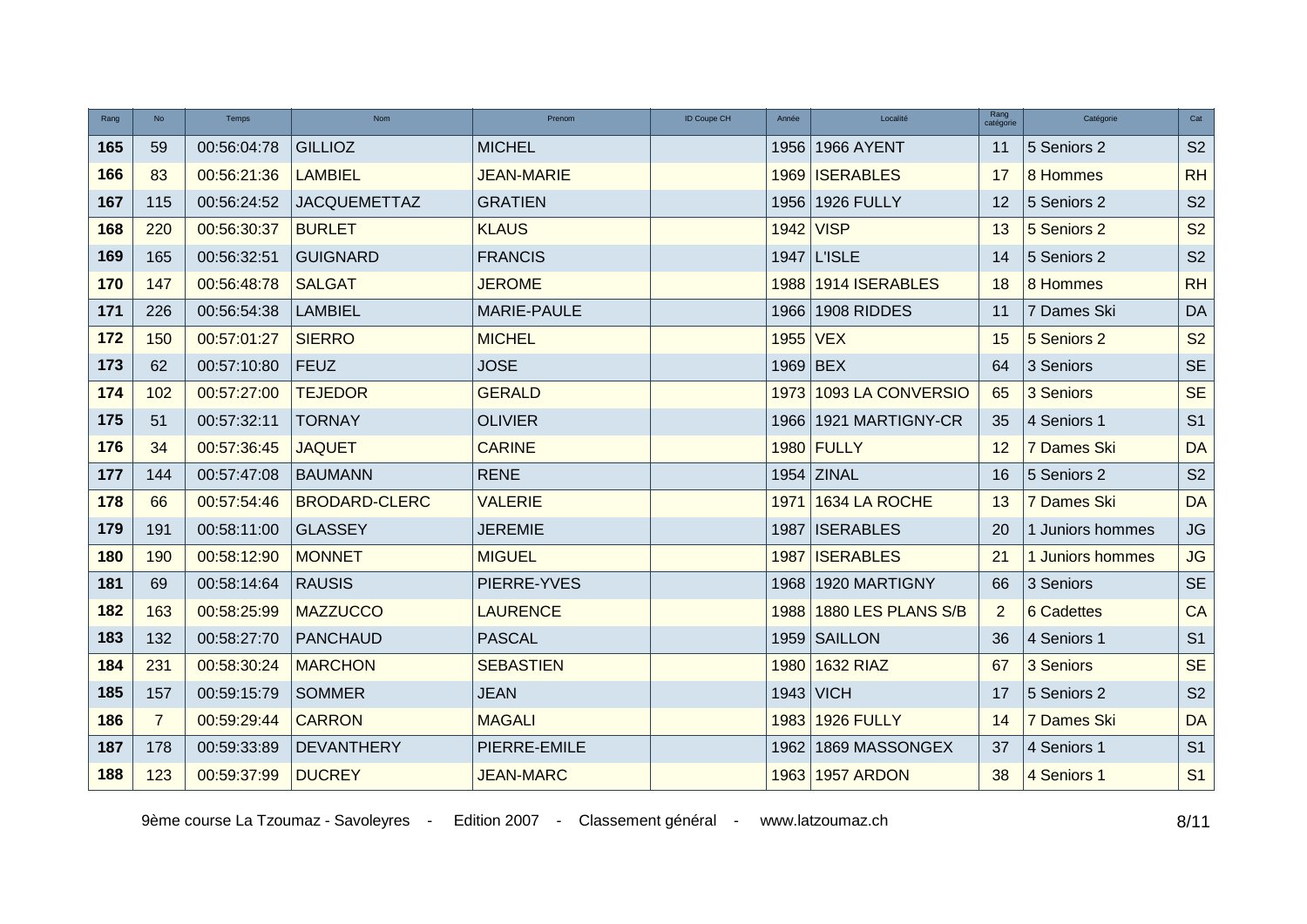| Rang | No | Temps | Nom | Prenom | ID Coupe CH | Année | Localité | Rang catégorie | Catégorie | Cat |
|---|---|---|---|---|---|---|---|---|---|---|
| **165** | 59 | 00:56:04:78 | GILLIOZ | MICHEL | | 1956 | 1966 AYENT | 11 | 5 Seniors 2 | S2 |
| **166** | 83 | 00:56:21:36 | LAMBIEL | JEAN-MARIE | | 1969 | ISERABLES | 17 | 8 Hommes | RH |
| **167** | 115 | 00:56:24:52 | JACQUEMETTAZ | GRATIEN | | 1956 | 1926 FULLY | 12 | 5 Seniors 2 | S2 |
| **168** | 220 | 00:56:30:37 | BURLET | KLAUS | | 1942 | VISP | 13 | 5 Seniors 2 | S2 |
| **169** | 165 | 00:56:32:51 | GUIGNARD | FRANCIS | | 1947 | L'ISLE | 14 | 5 Seniors 2 | S2 |
| **170** | 147 | 00:56:48:78 | SALGAT | JEROME | | 1988 | 1914 ISERABLES | 18 | 8 Hommes | RH |
| **171** | 226 | 00:56:54:38 | LAMBIEL | MARIE-PAULE | | 1966 | 1908 RIDDES | 11 | 7 Dames Ski | DA |
| **172** | 150 | 00:57:01:27 | SIERRO | MICHEL | | 1955 | VEX | 15 | 5 Seniors 2 | S2 |
| **173** | 62 | 00:57:10:80 | FEUZ | JOSE | | 1969 | BEX | 64 | 3 Seniors | SE |
| **174** | 102 | 00:57:27:00 | TEJEDOR | GERALD | | 1973 | 1093 LA CONVERSIO | 65 | 3 Seniors | SE |
| **175** | 51 | 00:57:32:11 | TORNAY | OLIVIER | | 1966 | 1921 MARTIGNY-CR | 35 | 4 Seniors 1 | S1 |
| **176** | 34 | 00:57:36:45 | JAQUET | CARINE | | 1980 | FULLY | 12 | 7 Dames Ski | DA |
| **177** | 144 | 00:57:47:08 | BAUMANN | RENE | | 1954 | ZINAL | 16 | 5 Seniors 2 | S2 |
| **178** | 66 | 00:57:54:46 | BRODARD-CLERC | VALERIE | | 1971 | 1634 LA ROCHE | 13 | 7 Dames Ski | DA |
| **179** | 191 | 00:58:11:00 | GLASSEY | JEREMIE | | 1987 | ISERABLES | 20 | 1 Juniors hommes | JG |
| **180** | 190 | 00:58:12:90 | MONNET | MIGUEL | | 1987 | ISERABLES | 21 | 1 Juniors hommes | JG |
| **181** | 69 | 00:58:14:64 | RAUSIS | PIERRE-YVES | | 1968 | 1920 MARTIGNY | 66 | 3 Seniors | SE |
| **182** | 163 | 00:58:25:99 | MAZZUCCO | LAURENCE | | 1988 | 1880 LES PLANS S/B | 2 | 6 Cadettes | CA |
| **183** | 132 | 00:58:27:70 | PANCHAUD | PASCAL | | 1959 | SAILLON | 36 | 4 Seniors 1 | S1 |
| **184** | 231 | 00:58:30:24 | MARCHON | SEBASTIEN | | 1980 | 1632 RIAZ | 67 | 3 Seniors | SE |
| **185** | 157 | 00:59:15:79 | SOMMER | JEAN | | 1943 | VICH | 17 | 5 Seniors 2 | S2 |
| **186** | 7 | 00:59:29:44 | CARRON | MAGALI | | 1983 | 1926 FULLY | 14 | 7 Dames Ski | DA |
| **187** | 178 | 00:59:33:89 | DEVANTHERY | PIERRE-EMILE | | 1962 | 1869 MASSONGEX | 37 | 4 Seniors 1 | S1 |
| **188** | 123 | 00:59:37:99 | DUCREY | JEAN-MARC | | 1963 | 1957 ARDON | 38 | 4 Seniors 1 | S1 |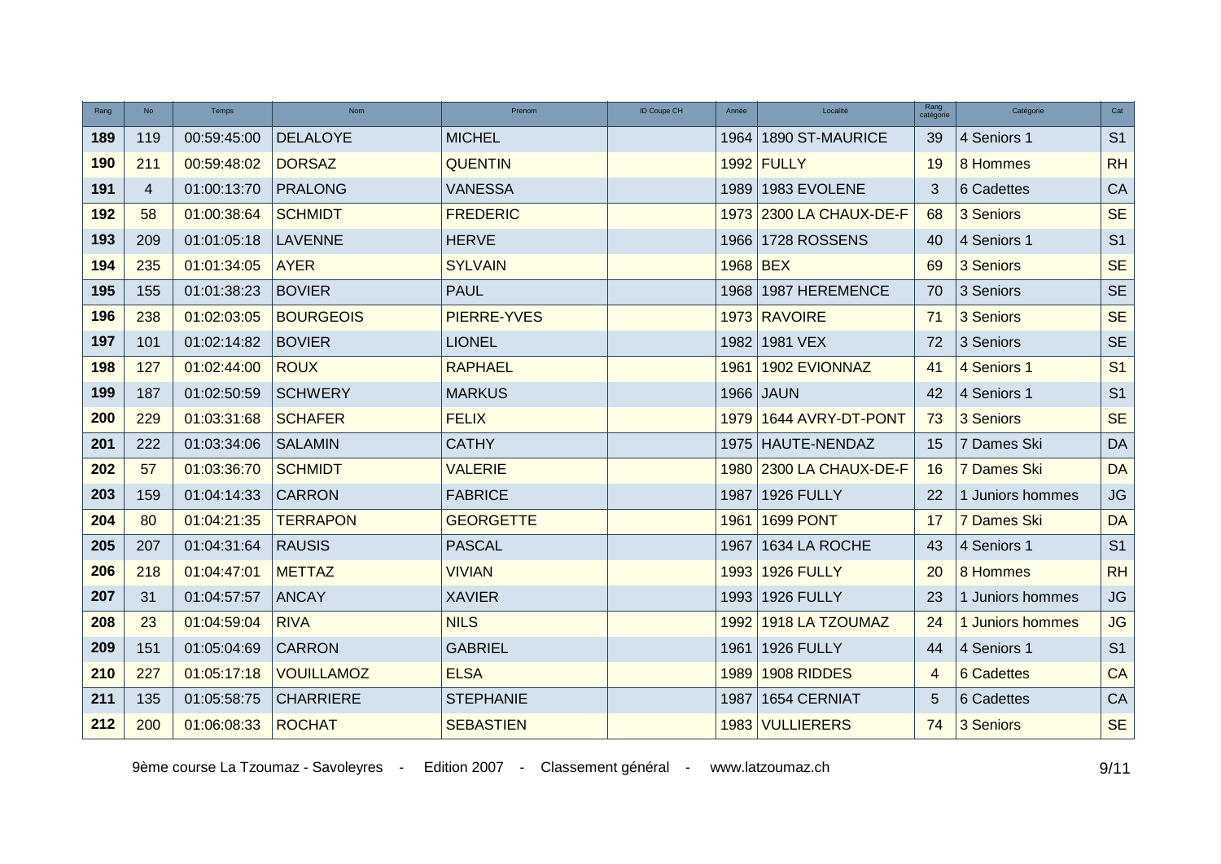| Rang | No | Temps | Nom | Prenom | ID Coupe CH | Année | Localité | Rang catégorie | Catégorie | Cat |
|---|---|---|---|---|---|---|---|---|---|---|
| **189** | 119 | 00:59:45:00 | DELALOYE | MICHEL | | 1964 | 1890 ST-MAURICE | 39 | 4 Seniors 1 | S1 |
| **190** | 211 | 00:59:48:02 | DORSAZ | QUENTIN | | 1992 | FULLY | 19 | 8 Hommes | RH |
| **191** | 4 | 01:00:13:70 | PRALONG | VANESSA | | 1989 | 1983 EVOLENE | 3 | 6 Cadettes | CA |
| **192** | 58 | 01:00:38:64 | SCHMIDT | FREDERIC | | 1973 | 2300 LA CHAUX-DE-F | 68 | 3 Seniors | SE |
| **193** | 209 | 01:01:05:18 | LAVENNE | HERVE | | 1966 | 1728 ROSSENS | 40 | 4 Seniors 1 | S1 |
| **194** | 235 | 01:01:34:05 | AYER | SYLVAIN | | 1968 | BEX | 69 | 3 Seniors | SE |
| **195** | 155 | 01:01:38:23 | BOVIER | PAUL | | 1968 | 1987 HEREMENCE | 70 | 3 Seniors | SE |
| **196** | 238 | 01:02:03:05 | BOURGEOIS | PIERRE-YVES | | 1973 | RAVOIRE | 71 | 3 Seniors | SE |
| **197** | 101 | 01:02:14:82 | BOVIER | LIONEL | | 1982 | 1981 VEX | 72 | 3 Seniors | SE |
| **198** | 127 | 01:02:44:00 | ROUX | RAPHAEL | | 1961 | 1902 EVIONNAZ | 41 | 4 Seniors 1 | S1 |
| **199** | 187 | 01:02:50:59 | SCHWERY | MARKUS | | 1966 | JAUN | 42 | 4 Seniors 1 | S1 |
| **200** | 229 | 01:03:31:68 | SCHAFER | FELIX | | 1979 | 1644 AVRY-DT-PONT | 73 | 3 Seniors | SE |
| **201** | 222 | 01:03:34:06 | SALAMIN | CATHY | | 1975 | HAUTE-NENDAZ | 15 | 7 Dames Ski | DA |
| **202** | 57 | 01:03:36:70 | SCHMIDT | VALERIE | | 1980 | 2300 LA CHAUX-DE-F | 16 | 7 Dames Ski | DA |
| **203** | 159 | 01:04:14:33 | CARRON | FABRICE | | 1987 | 1926 FULLY | 22 | 1 Juniors hommes | JG |
| **204** | 80 | 01:04:21:35 | TERRAPON | GEORGETTE | | 1961 | 1699 PONT | 17 | 7 Dames Ski | DA |
| **205** | 207 | 01:04:31:64 | RAUSIS | PASCAL | | 1967 | 1634 LA ROCHE | 43 | 4 Seniors 1 | S1 |
| **206** | 218 | 01:04:47:01 | METTAZ | VIVIAN | | 1993 | 1926 FULLY | 20 | 8 Hommes | RH |
| **207** | 31 | 01:04:57:57 | ANCAY | XAVIER | | 1993 | 1926 FULLY | 23 | 1 Juniors hommes | JG |
| **208** | 23 | 01:04:59:04 | RIVA | NILS | | 1992 | 1918 LA TZOUMAZ | 24 | 1 Juniors hommes | JG |
| **209** | 151 | 01:05:04:69 | CARRON | GABRIEL | | 1961 | 1926 FULLY | 44 | 4 Seniors 1 | S1 |
| **210** | 227 | 01:05:17:18 | VOUILLAMOZ | ELSA | | 1989 | 1908 RIDDES | 4 | 6 Cadettes | CA |
| **211** | 135 | 01:05:58:75 | CHARRIERE | STEPHANIE | | 1987 | 1654 CERNIAT | 5 | 6 Cadettes | CA |
| **212** | 200 | 01:06:08:33 | ROCHAT | SEBASTIEN | | 1983 | VULLIERERS | 74 | 3 Seniors | SE |

9ème course La Tzoumaz - Savoleyres - Edition 2007 - Classement général - www.latzoumaz.ch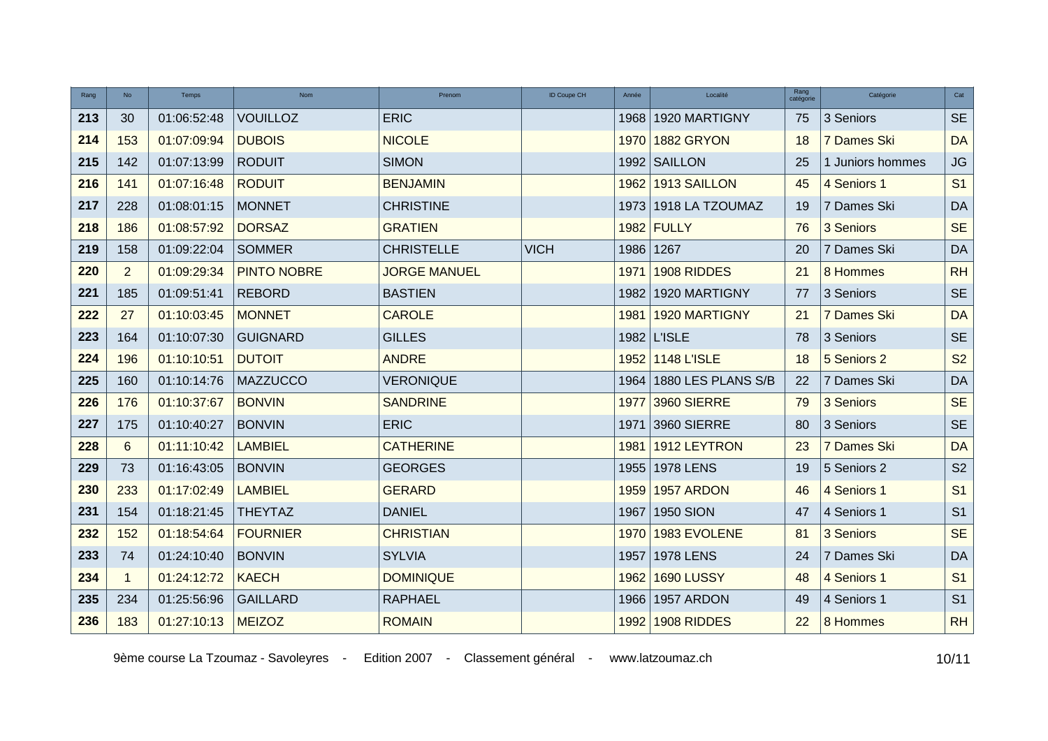| Rang | No | Temps | Nom | Prenom | ID Coupe CH | Année | Localité | Rang catégorie | Catégorie | Cat |
|---|---|---|---|---|---|---|---|---|---|---|
| 213 | 30 | 01:06:52:48 | VOUILLOZ | ERIC | | 1968 | 1920 MARTIGNY | 75 | 3 Seniors | SE |
| 214 | 153 | 01:07:09:94 | DUBOIS | NICOLE | | 1970 | 1882 GRYON | 18 | 7 Dames Ski | DA |
| 215 | 142 | 01:07:13:99 | RODUIT | SIMON | | 1992 | SAILLON | 25 | 1 Juniors hommes | JG |
| 216 | 141 | 01:07:16:48 | RODUIT | BENJAMIN | | 1962 | 1913 SAILLON | 45 | 4 Seniors 1 | S1 |
| 217 | 228 | 01:08:01:15 | MONNET | CHRISTINE | | 1973 | 1918 LA TZOUMAZ | 19 | 7 Dames Ski | DA |
| 218 | 186 | 01:08:57:92 | DORSAZ | GRATIEN | | 1982 | FULLY | 76 | 3 Seniors | SE |
| 219 | 158 | 01:09:22:04 | SOMMER | CHRISTELLE | VICH | 1986 | 1267 | 20 | 7 Dames Ski | DA |
| 220 | 2 | 01:09:29:34 | PINTO NOBRE | JORGE MANUEL | | 1971 | 1908 RIDDES | 21 | 8 Hommes | RH |
| 221 | 185 | 01:09:51:41 | REBORD | BASTIEN | | 1982 | 1920 MARTIGNY | 77 | 3 Seniors | SE |
| 222 | 27 | 01:10:03:45 | MONNET | CAROLE | | 1981 | 1920 MARTIGNY | 21 | 7 Dames Ski | DA |
| 223 | 164 | 01:10:07:30 | GUIGNARD | GILLES | | 1982 | L'ISLE | 78 | 3 Seniors | SE |
| 224 | 196 | 01:10:10:51 | DUTOIT | ANDRE | | 1952 | 1148 L'ISLE | 18 | 5 Seniors 2 | S2 |
| 225 | 160 | 01:10:14:76 | MAZZUCCO | VERONIQUE | | 1964 | 1880 LES PLANS S/B | 22 | 7 Dames Ski | DA |
| 226 | 176 | 01:10:37:67 | BONVIN | SANDRINE | | 1977 | 3960 SIERRE | 79 | 3 Seniors | SE |
| 227 | 175 | 01:10:40:27 | BONVIN | ERIC | | 1971 | 3960 SIERRE | 80 | 3 Seniors | SE |
| 228 | 6 | 01:11:10:42 | LAMBIEL | CATHERINE | | 1981 | 1912 LEYTRON | 23 | 7 Dames Ski | DA |
| 229 | 73 | 01:16:43:05 | BONVIN | GEORGES | | 1955 | 1978 LENS | 19 | 5 Seniors 2 | S2 |
| 230 | 233 | 01:17:02:49 | LAMBIEL | GERARD | | 1959 | 1957 ARDON | 46 | 4 Seniors 1 | S1 |
| 231 | 154 | 01:18:21:45 | THEYTAZ | DANIEL | | 1967 | 1950 SION | 47 | 4 Seniors 1 | S1 |
| 232 | 152 | 01:18:54:64 | FOURNIER | CHRISTIAN | | 1970 | 1983 EVOLENE | 81 | 3 Seniors | SE |
| 233 | 74 | 01:24:10:40 | BONVIN | SYLVIA | | 1957 | 1978 LENS | 24 | 7 Dames Ski | DA |
| 234 | 1 | 01:24:12:72 | KAECH | DOMINIQUE | | 1962 | 1690 LUSSY | 48 | 4 Seniors 1 | S1 |
| 235 | 234 | 01:25:56:96 | GAILLARD | RAPHAEL | | 1966 | 1957 ARDON | 49 | 4 Seniors 1 | S1 |
| 236 | 183 | 01:27:10:13 | MEIZOZ | ROMAIN | | 1992 | 1908 RIDDES | 22 | 8 Hommes | RH |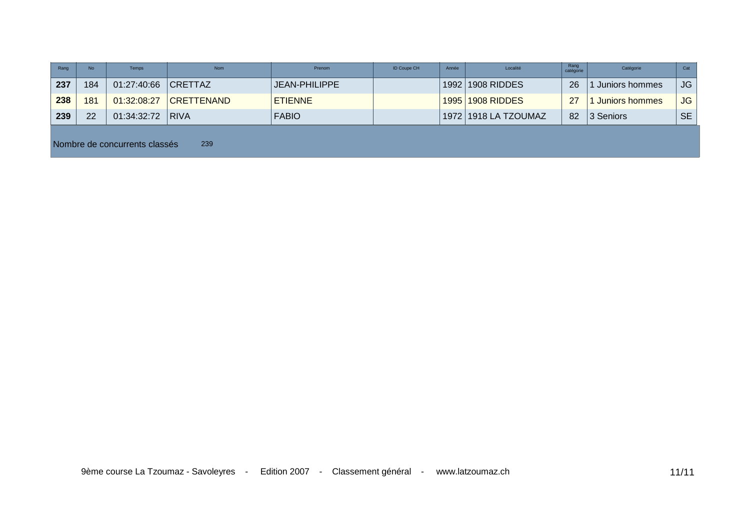| Rang | No | Temps | Nom | Prenom | ID Coupe CH | Année | Localité | Rang catégorie | Catégorie | Cat |
|---|---|---|---|---|---|---|---|---|---|---|
| **237** | 184 | 01:27:40:66 | CRETTAZ | JEAN-PHILIPPE | | 1992 | 1908 RIDDES | 26 | 1 Juniors hommes | JG |
| **238** | 181 | 01:32:08:27 | CRETTENAND | ETIENNE | | 1995 | 1908 RIDDES | 27 | 1 Juniors hommes | JG |
| **239** | 22 | 01:34:32:72 | RIVA | FABIO | | 1972 | 1918 LA TZOUMAZ | 82 | 3 Seniors | SE |

Nombre de concurrents classés 239